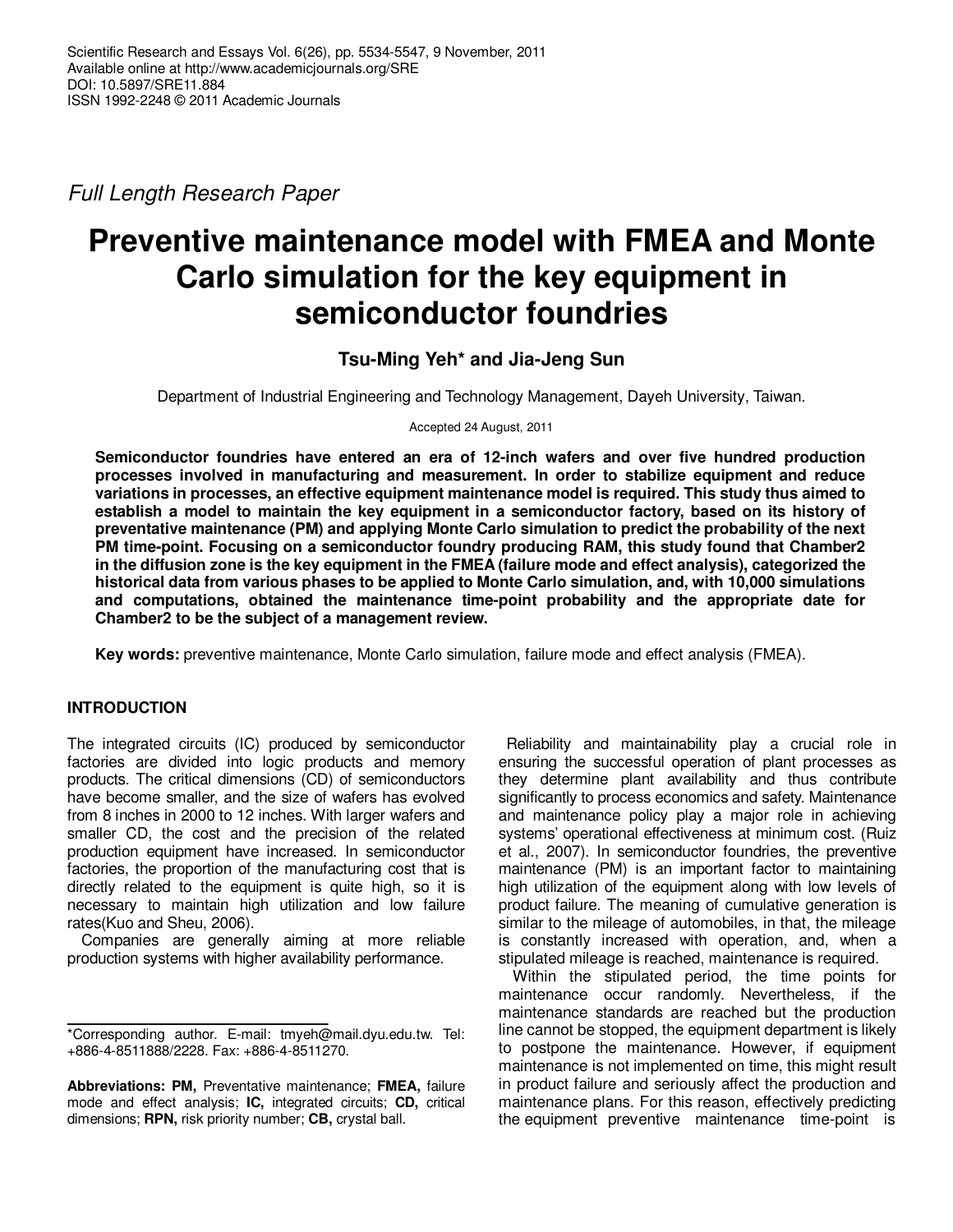*Full Length Research Paper*

# Preventive maintenance model with FMEA and Monte Carlo simulation for the key equipment in semiconductor foundries

**Tsu-Ming Yeh\* and Jia-Jeng Sun**

Department of Industrial Engineering and Technology Management, Dayeh University, Taiwan.

Accepted 24 August, 2011

**Semiconductor foundries have entered an era of 12-inch wafers and over five hundred production processes involved in manufacturing and measurement. In order to stabilize equipment and reduce variations in processes, an effective equipment maintenance model is required. This study thus aimed to establish a model to maintain the key equipment in a semiconductor factory, based on its history of preventative maintenance (PM) and applying Monte Carlo simulation to predict the probability of the next PM time-point. Focusing on a semiconductor foundry producing RAM, this study found that Chamber2 in the diffusion zone is the key equipment in the FMEA (failure mode and effect analysis), categorized the historical data from various phases to be applied to Monte Carlo simulation, and, with 10,000 simulations and computations, obtained the maintenance time-point probability and the appropriate date for Chamber2 to be the subject of a management review.**

**Key words:** preventive maintenance, Monte Carlo simulation, failure mode and effect analysis (FMEA).

## INTRODUCTION

The integrated circuits (IC) produced by semiconductor factories are divided into logic products and memory products. The critical dimensions (CD) of semiconductors have become smaller, and the size of wafers has evolved from 8 inches in 2000 to 12 inches. With larger wafers and smaller CD, the cost and the precision of the related production equipment have increased. In semiconductor factories, the proportion of the manufacturing cost that is directly related to the equipment is quite high, so it is necessary to maintain high utilization and low failure rates(Kuo and Sheu, 2006).

Companies are generally aiming at more reliable production systems with higher availability performance.

Reliability and maintainability play a crucial role in ensuring the successful operation of plant processes as they determine plant availability and thus contribute significantly to process economics and safety. Maintenance and maintenance policy play a major role in achieving systems' operational effectiveness at minimum cost. (Ruiz et al., 2007). In semiconductor foundries, the preventive maintenance (PM) is an important factor to maintaining high utilization of the equipment along with low levels of product failure. The meaning of cumulative generation is similar to the mileage of automobiles, in that, the mileage is constantly increased with operation, and, when a stipulated mileage is reached, maintenance is required.

Within the stipulated period, the time points for maintenance occur randomly. Nevertheless, if the maintenance standards are reached but the production line cannot be stopped, the equipment department is likely to postpone the maintenance. However, if equipment maintenance is not implemented on time, this might result in product failure and seriously affect the production and maintenance plans. For this reason, effectively predicting the equipment preventive maintenance time-point is

---

\*Corresponding author. E-mail: tmyeh@mail.dyu.edu.tw. Tel: +886-4-8511888/2228. Fax: +886-4-8511270.

**Abbreviations: PM,** Preventative maintenance; **FMEA,** failure mode and effect analysis; **IC,** integrated circuits; **CD,** critical dimensions; **RPN,** risk priority number; **CB,** crystal ball.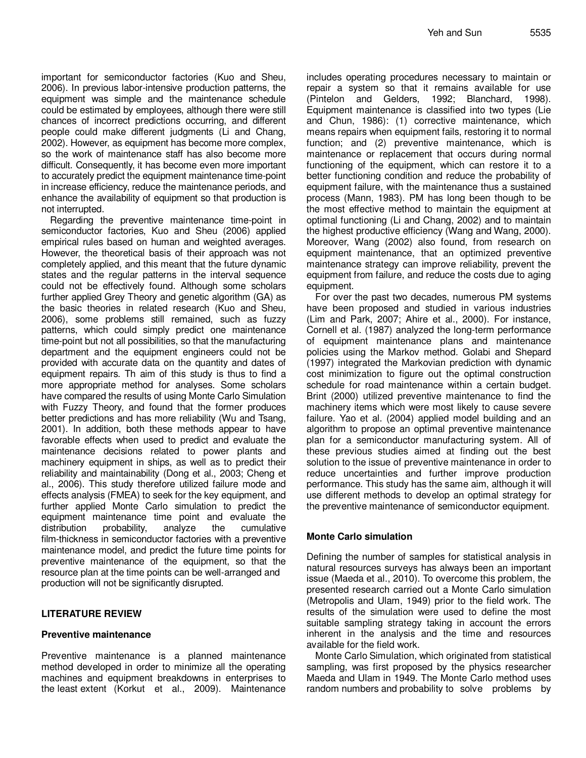important for semiconductor factories (Kuo and Sheu, 2006). In previous labor-intensive production patterns, the equipment was simple and the maintenance schedule could be estimated by employees, although there were still chances of incorrect predictions occurring, and different people could make different judgments (Li and Chang, 2002). However, as equipment has become more complex, so the work of maintenance staff has also become more difficult. Consequently, it has become even more important to accurately predict the equipment maintenance time-point in increase efficiency, reduce the maintenance periods, and enhance the availability of equipment so that production is not interrupted.

Regarding the preventive maintenance time-point in semiconductor factories, Kuo and Sheu (2006) applied empirical rules based on human and weighted averages. However, the theoretical basis of their approach was not completely applied, and this meant that the future dynamic states and the regular patterns in the interval sequence could not be effectively found. Although some scholars further applied Grey Theory and genetic algorithm (GA) as the basic theories in related research (Kuo and Sheu, 2006), some problems still remained, such as fuzzy patterns, which could simply predict one maintenance time-point but not all possibilities, so that the manufacturing department and the equipment engineers could not be provided with accurate data on the quantity and dates of equipment repairs. Th aim of this study is thus to find a more appropriate method for analyses. Some scholars have compared the results of using Monte Carlo Simulation with Fuzzy Theory, and found that the former produces better predictions and has more reliability (Wu and Tsang, 2001). In addition, both these methods appear to have favorable effects when used to predict and evaluate the maintenance decisions related to power plants and machinery equipment in ships, as well as to predict their reliability and maintainability (Dong et al., 2003; Cheng et al., 2006). This study therefore utilized failure mode and effects analysis (FMEA) to seek for the key equipment, and further applied Monte Carlo simulation to predict the equipment maintenance time point and evaluate the distribution probability, analyze the cumulative film-thickness in semiconductor factories with a preventive maintenance model, and predict the future time points for preventive maintenance of the equipment, so that the resource plan at the time points can be well-arranged and production will not be significantly disrupted.

## LITERATURE REVIEW

### Preventive maintenance

Preventive maintenance is a planned maintenance method developed in order to minimize all the operating machines and equipment breakdowns in enterprises to the least extent (Korkut et al., 2009). Maintenance includes operating procedures necessary to maintain or repair a system so that it remains available for use (Pintelon and Gelders, 1992; Blanchard, 1998). Equipment maintenance is classified into two types (Lie and Chun, 1986): (1) corrective maintenance, which means repairs when equipment fails, restoring it to normal function; and (2) preventive maintenance, which is maintenance or replacement that occurs during normal functioning of the equipment, which can restore it to a better functioning condition and reduce the probability of equipment failure, with the maintenance thus a sustained process (Mann, 1983). PM has long been though to be the most effective method to maintain the equipment at optimal functioning (Li and Chang, 2002) and to maintain the highest productive efficiency (Wang and Wang, 2000). Moreover, Wang (2002) also found, from research on equipment maintenance, that an optimized preventive maintenance strategy can improve reliability, prevent the equipment from failure, and reduce the costs due to aging equipment.

For over the past two decades, numerous PM systems have been proposed and studied in various industries (Lim and Park, 2007; Ahire et al., 2000). For instance, Cornell et al. (1987) analyzed the long-term performance of equipment maintenance plans and maintenance policies using the Markov method. Golabi and Shepard (1997) integrated the Markovian prediction with dynamic cost minimization to figure out the optimal construction schedule for road maintenance within a certain budget. Brint (2000) utilized preventive maintenance to find the machinery items which were most likely to cause severe failure. Yao et al. (2004) applied model building and an algorithm to propose an optimal preventive maintenance plan for a semiconductor manufacturing system. All of these previous studies aimed at finding out the best solution to the issue of preventive maintenance in order to reduce uncertainties and further improve production performance. This study has the same aim, although it will use different methods to develop an optimal strategy for the preventive maintenance of semiconductor equipment.

### Monte Carlo simulation

Defining the number of samples for statistical analysis in natural resources surveys has always been an important issue (Maeda et al., 2010). To overcome this problem, the presented research carried out a Monte Carlo simulation (Metropolis and Ulam, 1949) prior to the field work. The results of the simulation were used to define the most suitable sampling strategy taking in account the errors inherent in the analysis and the time and resources available for the field work.

Monte Carlo Simulation, which originated from statistical sampling, was first proposed by the physics researcher Maeda and Ulam in 1949. The Monte Carlo method uses random numbers and probability to solve problems by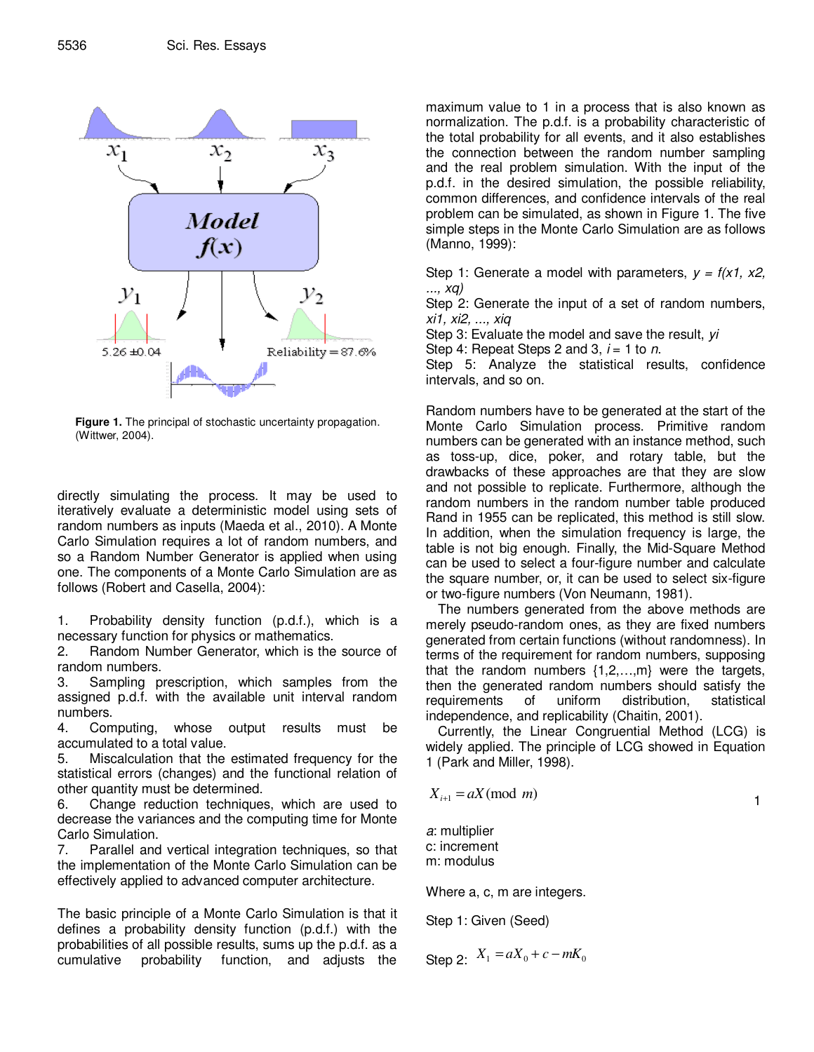Figure 1. The principal of stochastic uncertainty propagation. (Wittwer, 2004).

directly simulating the process. It may be used to iteratively evaluate a deterministic model using sets of random numbers as inputs (Maeda et al., 2010). A Monte Carlo Simulation requires a lot of random numbers, and so a Random Number Generator is applied when using one. The components of a Monte Carlo Simulation are as follows (Robert and Casella, 2004):

1. Probability density function (p.d.f.), which is a necessary function for physics or mathematics.
2. Random Number Generator, which is the source of random numbers.
3. Sampling prescription, which samples from the assigned p.d.f. with the available unit interval random numbers.
4. Computing, whose output results must be accumulated to a total value.
5. Miscalculation that the estimated frequency for the statistical errors (changes) and the functional relation of other quantity must be determined.
6. Change reduction techniques, which are used to decrease the variances and the computing time for Monte Carlo Simulation.
7. Parallel and vertical integration techniques, so that the implementation of the Monte Carlo Simulation can be effectively applied to advanced computer architecture.

The basic principle of a Monte Carlo Simulation is that it defines a probability density function (p.d.f.) with the probabilities of all possible results, sums up the p.d.f. as a cumulative probability function, and adjusts the maximum value to 1 in a process that is also known as normalization. The p.d.f. is a probability characteristic of the total probability for all events, and it also establishes the connection between the random number sampling and the real problem simulation. With the input of the p.d.f. in the desired simulation, the possible reliability, common differences, and confidence intervals of the real problem can be simulated, as shown in Figure 1. The five simple steps in the Monte Carlo Simulation are as follows (Manno, 1999):

Step 1: Generate a model with parameters, $y = f(x1, x2, ..., xq)$
Step 2: Generate the input of a set of random numbers, $xi1, xi2, ..., xiq$
Step 3: Evaluate the model and save the result, $yi$
Step 4: Repeat Steps 2 and 3, $i = 1$ to $n$.
Step 5: Analyze the statistical results, confidence intervals, and so on.

Random numbers have to be generated at the start of the Monte Carlo Simulation process. Primitive random numbers can be generated with an instance method, such as toss-up, dice, poker, and rotary table, but the drawbacks of these approaches are that they are slow and not possible to replicate. Furthermore, although the random numbers in the random number table produced Rand in 1955 can be replicated, this method is still slow. In addition, when the simulation frequency is large, the table is not big enough. Finally, the Mid-Square Method can be used to select a four-figure number and calculate the square number, or, it can be used to select six-figure or two-figure numbers (Von Neumann, 1981).

The numbers generated from the above methods are merely pseudo-random ones, as they are fixed numbers generated from certain functions (without randomness). In terms of the requirement for random numbers, supposing that the random numbers {1,2,…,m} were the targets, then the generated random numbers should satisfy the requirements of uniform distribution, statistical independence, and replicability (Chaitin, 2001).

Currently, the Linear Congruential Method (LCG) is widely applied. The principle of LCG showed in Equation 1 (Park and Miller, 1998).

$$X_{i+1} = aX(\text{mod } m) \tag{1}$$

*a*: multiplier
c: increment
m: modulus

Where a, c, m are integers.

Step 1: Given (Seed)

Step 2: $X_1 = aX_0 + c - mK_0$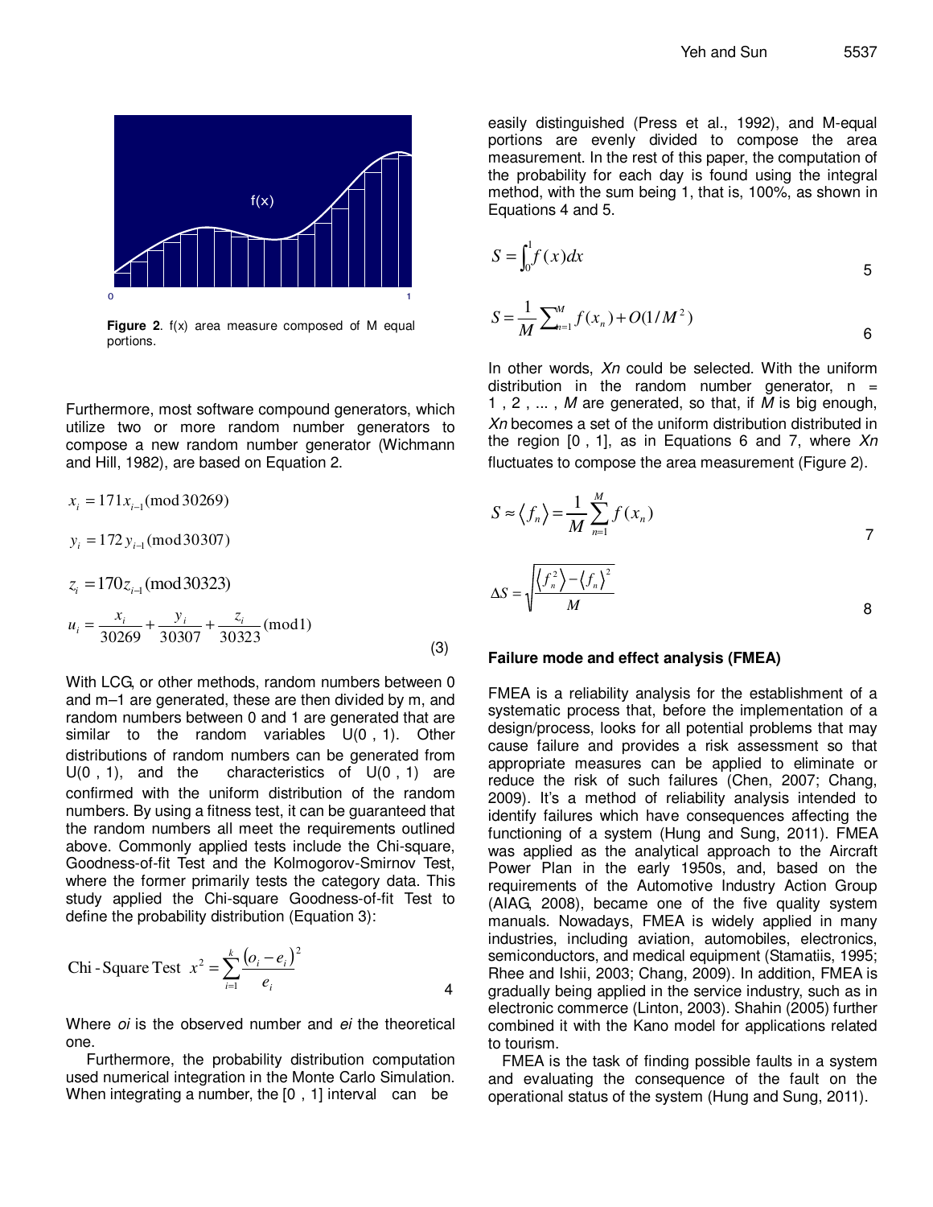Figure 2. f(x) area measure composed of M equal portions.

Furthermore, most software compound generators, which utilize two or more random number generators to compose a new random number generator (Wichmann and Hill, 1982), are based on Equation 2.

$$x_i = 171 x_{i-1} (\bmod 30269)$$

$$y_i = 172 y_{i-1} (\bmod 30307)$$

$$z_i = 170 z_{i-1} (\bmod 30323)$$

$$u_i = \frac{x_i}{30269} + \frac{y_i}{30307} + \frac{z_i}{30323} (\bmod 1) \tag{3}$$

With LCG, or other methods, random numbers between 0 and m–1 are generated, these are then divided by m, and random numbers between 0 and 1 are generated that are similar to the random variables U(0 , 1). Other distributions of random numbers can be generated from U(0 , 1), and the characteristics of U(0 , 1) are confirmed with the uniform distribution of the random numbers. By using a fitness test, it can be guaranteed that the random numbers all meet the requirements outlined above. Commonly applied tests include the Chi-square, Goodness-of-fit Test and the Kolmogorov-Smirnov Test, where the former primarily tests the category data. This study applied the Chi-square Goodness-of-fit Test to define the probability distribution (Equation 3):

$$\text{Chi-Square Test} \;\; x^2 = \sum_{i=1}^{k} \frac{(o_i - e_i)^2}{e_i} \tag{4}$$

Where *oi* is the observed number and *ei* the theoretical one.

Furthermore, the probability distribution computation used numerical integration in the Monte Carlo Simulation. When integrating a number, the [0 , 1] interval can be easily distinguished (Press et al., 1992), and M-equal portions are evenly divided to compose the area measurement. In the rest of this paper, the computation of the probability for each day is found using the integral method, with the sum being 1, that is, 100%, as shown in Equations 4 and 5.

$$S = \int_0^1 f(x)dx \tag{5}$$

$$S = \frac{1}{M} \sum_{n=1}^{M} f(x_n) + O(1/M^2) \tag{6}$$

In other words, *Xn* could be selected. With the uniform distribution in the random number generator, n = 1 , 2 , ... , *M* are generated, so that, if *M* is big enough, *Xn* becomes a set of the uniform distribution distributed in the region [0 , 1], as in Equations 6 and 7, where *Xn* fluctuates to compose the area measurement (Figure 2).

$$S \approx \langle f_n \rangle = \frac{1}{M} \sum_{n=1}^{M} f(x_n) \tag{7}$$

$$\Delta S = \sqrt{\frac{\langle f_n^2 \rangle - \langle f_n \rangle^2}{M}} \tag{8}$$

### Failure mode and effect analysis (FMEA)

FMEA is a reliability analysis for the establishment of a systematic process that, before the implementation of a design/process, looks for all potential problems that may cause failure and provides a risk assessment so that appropriate measures can be applied to eliminate or reduce the risk of such failures (Chen, 2007; Chang, 2009). It's a method of reliability analysis intended to identify failures which have consequences affecting the functioning of a system (Hung and Sung, 2011). FMEA was applied as the analytical approach to the Aircraft Power Plan in the early 1950s, and, based on the requirements of the Automotive Industry Action Group (AIAG, 2008), became one of the five quality system manuals. Nowadays, FMEA is widely applied in many industries, including aviation, automobiles, electronics, semiconductors, and medical equipment (Stamatiis, 1995; Rhee and Ishii, 2003; Chang, 2009). In addition, FMEA is gradually being applied in the service industry, such as in electronic commerce (Linton, 2003). Shahin (2005) further combined it with the Kano model for applications related to tourism.

FMEA is the task of finding possible faults in a system and evaluating the consequence of the fault on the operational status of the system (Hung and Sung, 2011).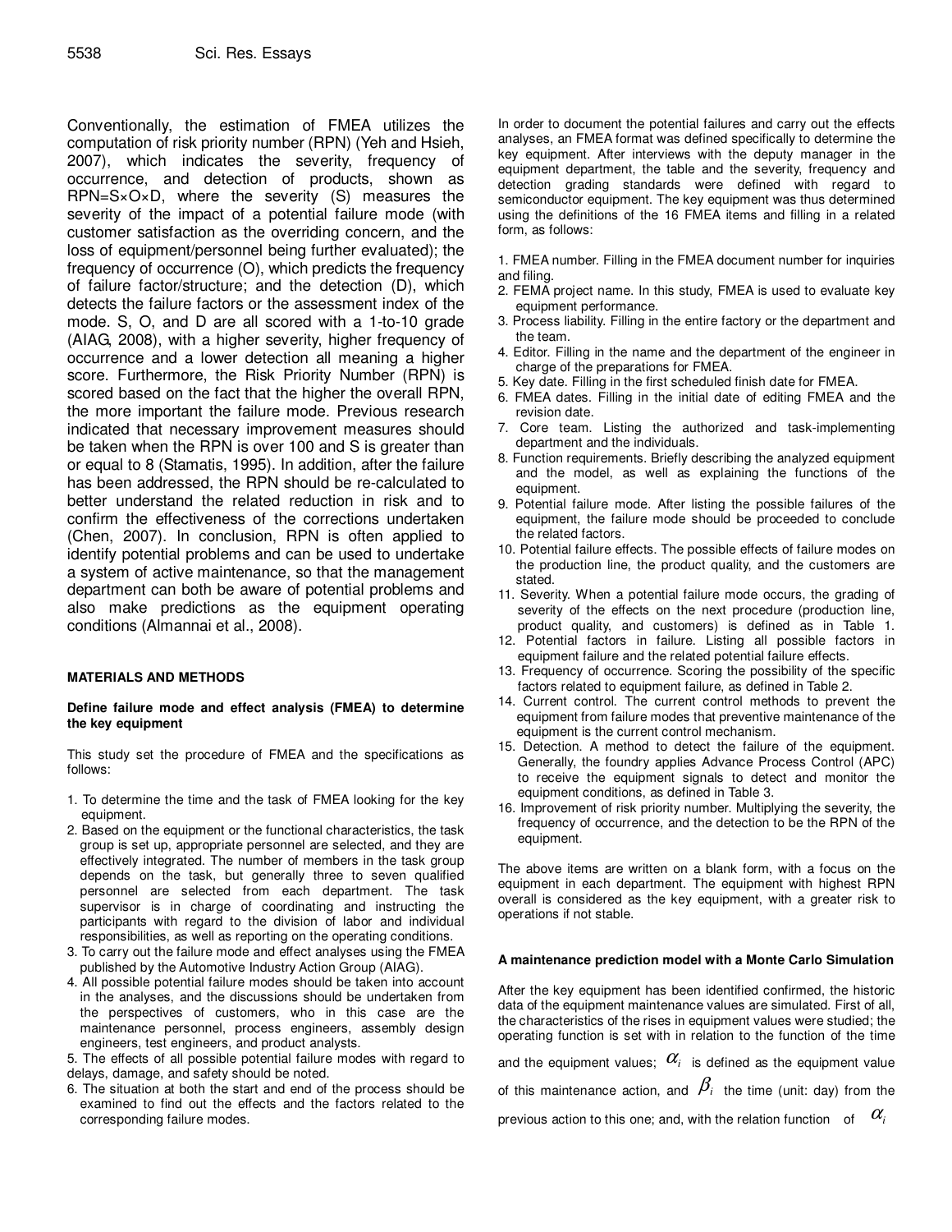Conventionally, the estimation of FMEA utilizes the computation of risk priority number (RPN) (Yeh and Hsieh, 2007), which indicates the severity, frequency of occurrence, and detection of products, shown as RPN=S×O×D, where the severity (S) measures the severity of the impact of a potential failure mode (with customer satisfaction as the overriding concern, and the loss of equipment/personnel being further evaluated); the frequency of occurrence (O), which predicts the frequency of failure factor/structure; and the detection (D), which detects the failure factors or the assessment index of the mode. S, O, and D are all scored with a 1-to-10 grade (AIAG, 2008), with a higher severity, higher frequency of occurrence and a lower detection all meaning a higher score. Furthermore, the Risk Priority Number (RPN) is scored based on the fact that the higher the overall RPN, the more important the failure mode. Previous research indicated that necessary improvement measures should be taken when the RPN is over 100 and S is greater than or equal to 8 (Stamatis, 1995). In addition, after the failure has been addressed, the RPN should be re-calculated to better understand the related reduction in risk and to confirm the effectiveness of the corrections undertaken (Chen, 2007). In conclusion, RPN is often applied to identify potential problems and can be used to undertake a system of active maintenance, so that the management department can both be aware of potential problems and also make predictions as the equipment operating conditions (Almannai et al., 2008).

## MATERIALS AND METHODS

### Define failure mode and effect analysis (FMEA) to determine the key equipment

This study set the procedure of FMEA and the specifications as follows:

1. To determine the time and the task of FMEA looking for the key equipment.
2. Based on the equipment or the functional characteristics, the task group is set up, appropriate personnel are selected, and they are effectively integrated. The number of members in the task group depends on the task, but generally three to seven qualified personnel are selected from each department. The task supervisor is in charge of coordinating and instructing the participants with regard to the division of labor and individual responsibilities, as well as reporting on the operating conditions.
3. To carry out the failure mode and effect analyses using the FMEA published by the Automotive Industry Action Group (AIAG).
4. All possible potential failure modes should be taken into account in the analyses, and the discussions should be undertaken from the perspectives of customers, who in this case are the maintenance personnel, process engineers, assembly design engineers, test engineers, and product analysts.
5. The effects of all possible potential failure modes with regard to delays, damage, and safety should be noted.
6. The situation at both the start and end of the process should be examined to find out the effects and the factors related to the corresponding failure modes.

In order to document the potential failures and carry out the effects analyses, an FMEA format was defined specifically to determine the key equipment. After interviews with the deputy manager in the equipment department, the table and the severity, frequency and detection grading standards were defined with regard to semiconductor equipment. The key equipment was thus determined using the definitions of the 16 FMEA items and filling in a related form, as follows:

1. FMEA number. Filling in the FMEA document number for inquiries and filing.
2. FEMA project name. In this study, FMEA is used to evaluate key equipment performance.
3. Process liability. Filling in the entire factory or the department and the team.
4. Editor. Filling in the name and the department of the engineer in charge of the preparations for FMEA.
5. Key date. Filling in the first scheduled finish date for FMEA.
6. FMEA dates. Filling in the initial date of editing FMEA and the revision date.
7. Core team. Listing the authorized and task-implementing department and the individuals.
8. Function requirements. Briefly describing the analyzed equipment and the model, as well as explaining the functions of the equipment.
9. Potential failure mode. After listing the possible failures of the equipment, the failure mode should be proceeded to conclude the related factors.
10. Potential failure effects. The possible effects of failure modes on the production line, the product quality, and the customers are stated.
11. Severity. When a potential failure mode occurs, the grading of severity of the effects on the next procedure (production line, product quality, and customers) is defined as in Table 1.
12. Potential factors in failure. Listing all possible factors in equipment failure and the related potential failure effects.
13. Frequency of occurrence. Scoring the possibility of the specific factors related to equipment failure, as defined in Table 2.
14. Current control. The current control methods to prevent the equipment from failure modes that preventive maintenance of the equipment is the current control mechanism.
15. Detection. A method to detect the failure of the equipment. Generally, the foundry applies Advance Process Control (APC) to receive the equipment signals to detect and monitor the equipment conditions, as defined in Table 3.
16. Improvement of risk priority number. Multiplying the severity, the frequency of occurrence, and the detection to be the RPN of the equipment.

The above items are written on a blank form, with a focus on the equipment in each department. The equipment with highest RPN overall is considered as the key equipment, with a greater risk to operations if not stable.

### A maintenance prediction model with a Monte Carlo Simulation

After the key equipment has been identified confirmed, the historic data of the equipment maintenance values are simulated. First of all, the characteristics of the rises in equipment values were studied; the operating function is set with in relation to the function of the time and the equipment values; $\alpha_i$ is defined as the equipment value of this maintenance action, and $\beta_i$ the time (unit: day) from the previous action to this one; and, with the relation function of $\alpha_i$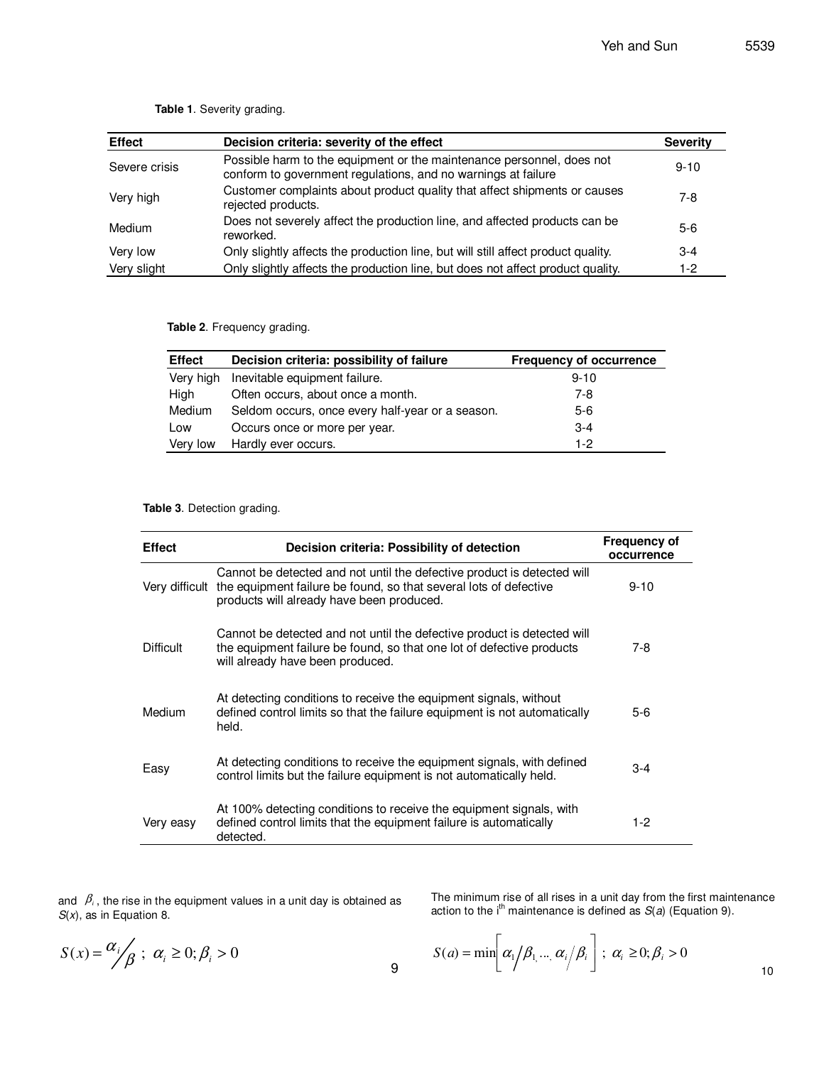**Table 1**. Severity grading.

| Effect | Decision criteria: severity of the effect | Severity |
|---|---|---|
| Severe crisis | Possible harm to the equipment or the maintenance personnel, does not conform to government regulations, and no warnings at failure | 9-10 |
| Very high | Customer complaints about product quality that affect shipments or causes rejected products. | 7-8 |
| Medium | Does not severely affect the production line, and affected products can be reworked. | 5-6 |
| Very low | Only slightly affects the production line, but will still affect product quality. | 3-4 |
| Very slight | Only slightly affects the production line, but does not affect product quality. | 1-2 |

**Table 2**. Frequency grading.

| Effect | Decision criteria: possibility of failure | Frequency of occurrence |
|---|---|---|
| Very high | Inevitable equipment failure. | 9-10 |
| High | Often occurs, about once a month. | 7-8 |
| Medium | Seldom occurs, once every half-year or a season. | 5-6 |
| Low | Occurs once or more per year. | 3-4 |
| Very low | Hardly ever occurs. | 1-2 |

**Table 3**. Detection grading.

| Effect | Decision criteria: Possibility of detection | Frequency of occurrence |
|---|---|---|
| Very difficult | Cannot be detected and not until the defective product is detected will the equipment failure be found, so that several lots of defective products will already have been produced. | 9-10 |
| Difficult | Cannot be detected and not until the defective product is detected will the equipment failure be found, so that one lot of defective products will already have been produced. | 7-8 |
| Medium | At detecting conditions to receive the equipment signals, without defined control limits so that the failure equipment is not automatically held. | 5-6 |
| Easy | At detecting conditions to receive the equipment signals, with defined control limits but the failure equipment is not automatically held. | 3-4 |
| Very easy | At 100% detecting conditions to receive the equipment signals, with defined control limits that the equipment failure is automatically detected. | 1-2 |

and $\beta_i$, the rise in the equipment values in a unit day is obtained as $S(x)$, as in Equation 8.

$$S(x) = \alpha_i / \beta \; ; \; \alpha_i \geq 0; \beta_i > 0 \qquad (9)$$

The minimum rise of all rises in a unit day from the first maintenance action to the i[th] maintenance is defined as $S(a)$ (Equation 9).

$$S(a) = \min\left[\alpha_1/\beta_1, ..., \alpha_i/\beta_i\right] \; ; \; \alpha_i \geq 0; \beta_i > 0 \qquad (10)$$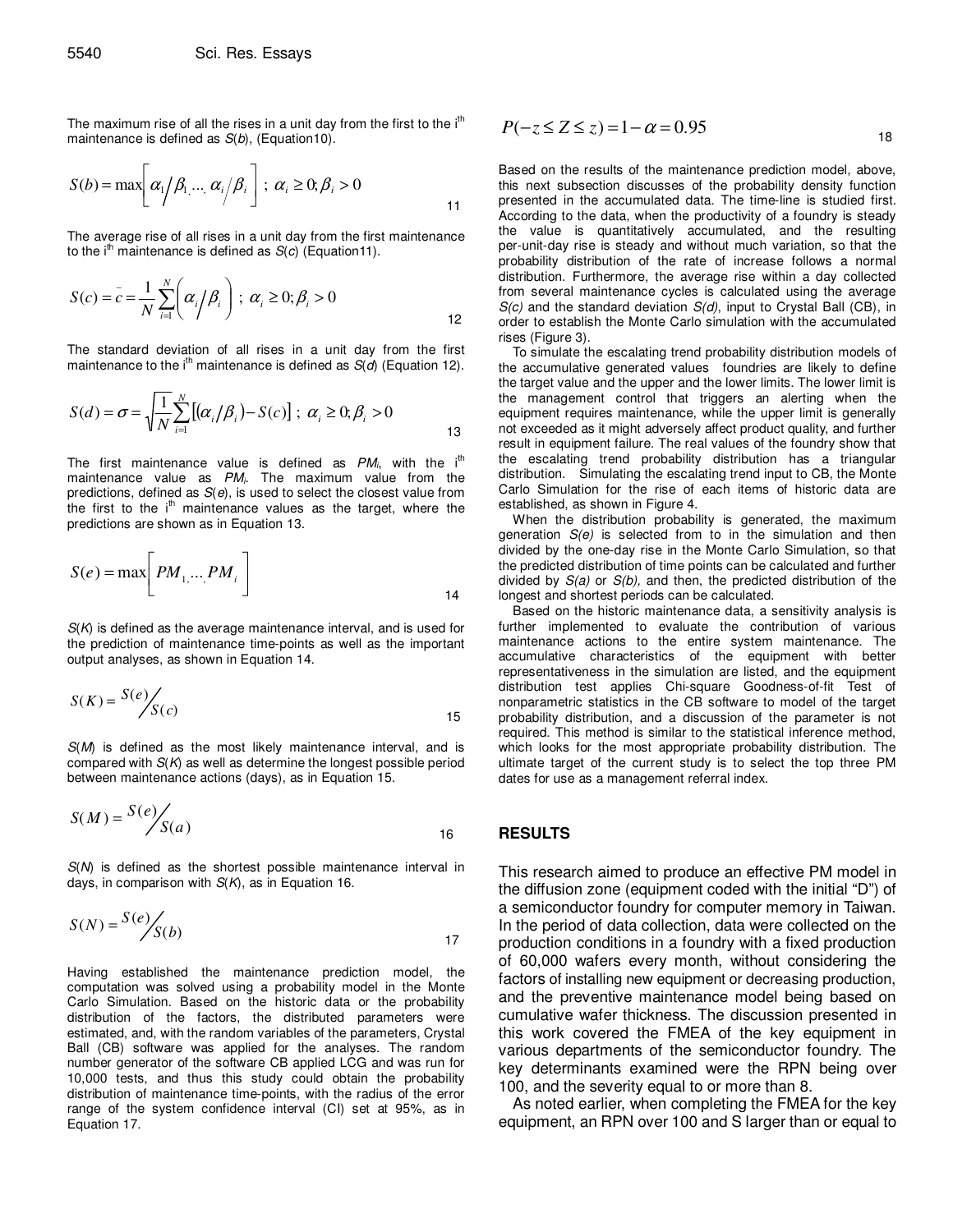The maximum rise of all the rises in a unit day from the first to the i[th] maintenance is defined as $S(b)$, (Equation10).

$$S(b) = \max\left[ \alpha_1 / \beta_{1,} ..., \alpha_i / \beta_i \right] \; ; \; \alpha_i \geq 0; \beta_i > 0 \tag{11}$$

The average rise of all rises in a unit day from the first maintenance to the i[th] maintenance is defined as $S(c)$ (Equation11).

$$S(c) = \bar{c} = \frac{1}{N} \sum_{i=1}^{N} \left( \alpha_i / \beta_i \right) \; ; \; \alpha_i \geq 0; \beta_i > 0 \tag{12}$$

The standard deviation of all rises in a unit day from the first maintenance to the i[th] maintenance is defined as $S(d)$ (Equation 12).

$$S(d) = \sigma = \sqrt{\frac{1}{N} \sum_{i=1}^{N} \left[ (\alpha_i / \beta_i) - S(c) \right]} \; ; \; \alpha_i \geq 0; \beta_i > 0 \tag{13}$$

The first maintenance value is defined as $PM_i$, with the i[th] maintenance value as $PM_i$. The maximum value from the predictions, defined as $S(e)$, is used to select the closest value from the first to the i[th] maintenance values as the target, where the predictions are shown as in Equation 13.

$$S(e) = \max\left[ PM_{1,} ..., PM_i \right] \tag{14}$$

$S(K)$ is defined as the average maintenance interval, and is used for the prediction of maintenance time-points as well as the important output analyses, as shown in Equation 14.

$$S(K) = S(e) / S(c) \tag{15}$$

$S(M)$ is defined as the most likely maintenance interval, and is compared with $S(K)$ as well as determine the longest possible period between maintenance actions (days), as in Equation 15.

$$S(M) = S(e) / S(a) \tag{16}$$

$S(N)$ is defined as the shortest possible maintenance interval in days, in comparison with $S(K)$, as in Equation 16.

$$S(N) = S(e) / S(b) \tag{17}$$

Having established the maintenance prediction model, the computation was solved using a probability model in the Monte Carlo Simulation. Based on the historic data or the probability distribution of the factors, the distributed parameters were estimated, and, with the random variables of the parameters, Crystal Ball (CB) software was applied for the analyses. The random number generator of the software CB applied LCG and was run for 10,000 tests, and thus this study could obtain the probability distribution of maintenance time-points, with the radius of the error range of the system confidence interval (CI) set at 95%, as in Equation 17.

$$P(-z \leq Z \leq z) = 1 - \alpha = 0.95 \tag{18}$$

Based on the results of the maintenance prediction model, above, this next subsection discusses of the probability density function presented in the accumulated data. The time-line is studied first. According to the data, when the productivity of a foundry is steady the value is quantitatively accumulated, and the resulting per-unit-day rise is steady and without much variation, so that the probability distribution of the rate of increase follows a normal distribution. Furthermore, the average rise within a day collected from several maintenance cycles is calculated using the average *S(c)* and the standard deviation *S(d)*, input to Crystal Ball (CB), in order to establish the Monte Carlo simulation with the accumulated rises (Figure 3).

To simulate the escalating trend probability distribution models of the accumulative generated values foundries are likely to define the target value and the upper and the lower limits. The lower limit is the management control that triggers an alerting when the equipment requires maintenance, while the upper limit is generally not exceeded as it might adversely affect product quality, and further result in equipment failure. The real values of the foundry show that the escalating trend probability distribution has a triangular distribution. Simulating the escalating trend input to CB, the Monte Carlo Simulation for the rise of each items of historic data are established, as shown in Figure 4.

When the distribution probability is generated, the maximum generation *S(e)* is selected from to in the simulation and then divided by the one-day rise in the Monte Carlo Simulation, so that the predicted distribution of time points can be calculated and further divided by *S(a)* or *S(b),* and then, the predicted distribution of the longest and shortest periods can be calculated.

Based on the historic maintenance data, a sensitivity analysis is further implemented to evaluate the contribution of various maintenance actions to the entire system maintenance. The accumulative characteristics of the equipment with better representativeness in the simulation are listed, and the equipment distribution test applies Chi-square Goodness-of-fit Test of nonparametric statistics in the CB software to model of the target probability distribution, and a discussion of the parameter is not required. This method is similar to the statistical inference method, which looks for the most appropriate probability distribution. The ultimate target of the current study is to select the top three PM dates for use as a management referral index.

## RESULTS

This research aimed to produce an effective PM model in the diffusion zone (equipment coded with the initial "D") of a semiconductor foundry for computer memory in Taiwan. In the period of data collection, data were collected on the production conditions in a foundry with a fixed production of 60,000 wafers every month, without considering the factors of installing new equipment or decreasing production, and the preventive maintenance model being based on cumulative wafer thickness. The discussion presented in this work covered the FMEA of the key equipment in various departments of the semiconductor foundry. The key determinants examined were the RPN being over 100, and the severity equal to or more than 8.

As noted earlier, when completing the FMEA for the key equipment, an RPN over 100 and S larger than or equal to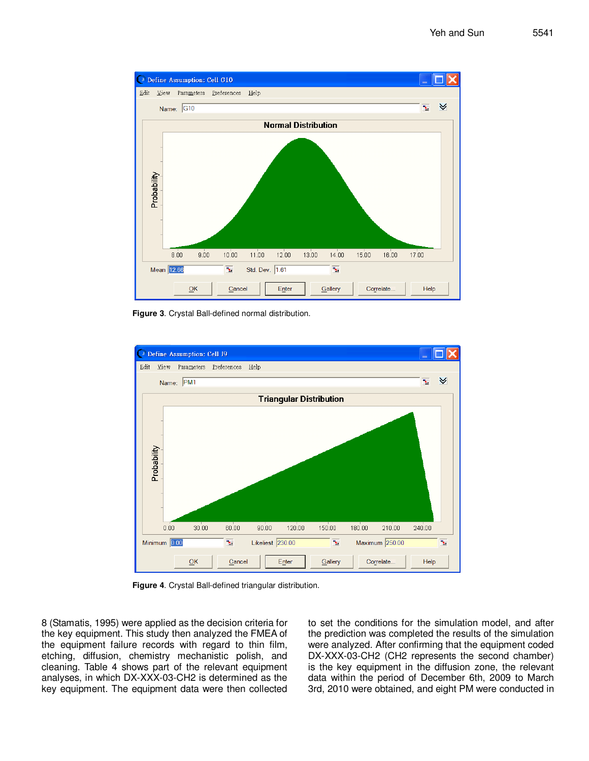Figure 3. Crystal Ball-defined normal distribution.

Figure 4. Crystal Ball-defined triangular distribution.

8 (Stamatis, 1995) were applied as the decision criteria for the key equipment. This study then analyzed the FMEA of the equipment failure records with regard to thin film, etching, diffusion, chemistry mechanistic polish, and cleaning. Table 4 shows part of the relevant equipment analyses, in which DX-XXX-03-CH2 is determined as the key equipment. The equipment data were then collected to set the conditions for the simulation model, and after the prediction was completed the results of the simulation were analyzed. After confirming that the equipment coded DX-XXX-03-CH2 (CH2 represents the second chamber) is the key equipment in the diffusion zone, the relevant data within the period of December 6th, 2009 to March 3rd, 2010 were obtained, and eight PM were conducted in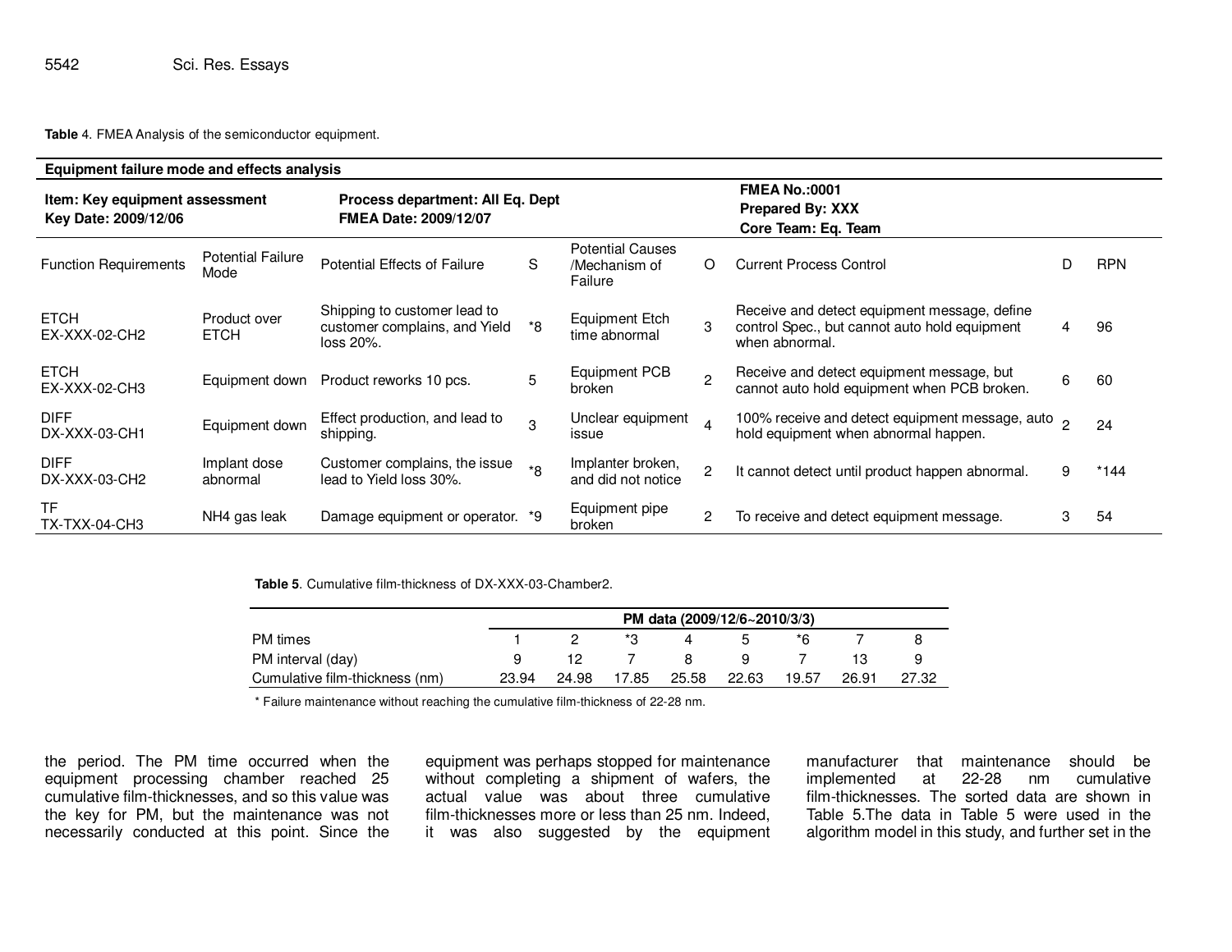**Table** 4. FMEA Analysis of the semiconductor equipment.

| **Equipment failure mode and effects analysis** | | | | | | | | |
|---|---|---|---|---|---|---|---|---|
| **Item: Key equipment assessment**<br>**Key Date: 2009/12/06** | | **Process department: All Eq. Dept**<br>**FMEA Date: 2009/12/07** | | | | **FMEA No.:0001**<br>**Prepared By: XXX**<br>**Core Team: Eq. Team** | | |
| Function Requirements | Potential Failure Mode | Potential Effects of Failure | S | Potential Causes /Mechanism of Failure | O | Current Process Control | D | RPN |
| ETCH EX-XXX-02-CH2 | Product over ETCH | Shipping to customer lead to customer complains, and Yield loss 20%. | *8 | Equipment Etch time abnormal | 3 | Receive and detect equipment message, define control Spec., but cannot auto hold equipment when abnormal. | 4 | 96 |
| ETCH EX-XXX-02-CH3 | Equipment down | Product reworks 10 pcs. | 5 | Equipment PCB broken | 2 | Receive and detect equipment message, but cannot auto hold equipment when PCB broken. | 6 | 60 |
| DIFF DX-XXX-03-CH1 | Equipment down | Effect production, and lead to shipping. | 3 | Unclear equipment issue | 4 | 100% receive and detect equipment message, auto hold equipment when abnormal happen. | 2 | 24 |
| DIFF DX-XXX-03-CH2 | Implant dose abnormal | Customer complains, the issue lead to Yield loss 30%. | *8 | Implanter broken, and did not notice | 2 | It cannot detect until product happen abnormal. | 9 | *144 |
| TF TX-TXX-04-CH3 | NH4 gas leak | Damage equipment or operator. | *9 | Equipment pipe broken | 2 | To receive and detect equipment message. | 3 | 54 |

**Table 5**. Cumulative film-thickness of DX-XXX-03-Chamber2.

| | PM data (2009/12/6~2010/3/3) | | | | | | | |
|---|---|---|---|---|---|---|---|---|
| PM times | 1 | 2 | *3 | 4 | 5 | *6 | 7 | 8 |
| PM interval (day) | 9 | 12 | 7 | 8 | 9 | 7 | 13 | 9 |
| Cumulative film-thickness (nm) | 23.94 | 24.98 | 17.85 | 25.58 | 22.63 | 19.57 | 26.91 | 27.32 |

* Failure maintenance without reaching the cumulative film-thickness of 22-28 nm.

the period. The PM time occurred when the equipment processing chamber reached 25 cumulative film-thicknesses, and so this value was the key for PM, but the maintenance was not necessarily conducted at this point. Since the equipment was perhaps stopped for maintenance without completing a shipment of wafers, the actual value was about three cumulative film-thicknesses more or less than 25 nm. Indeed, it was also suggested by the equipment manufacturer that maintenance should be implemented at 22-28 nm cumulative film-thicknesses. The sorted data are shown in Table 5.The data in Table 5 were used in the algorithm model in this study, and further set in the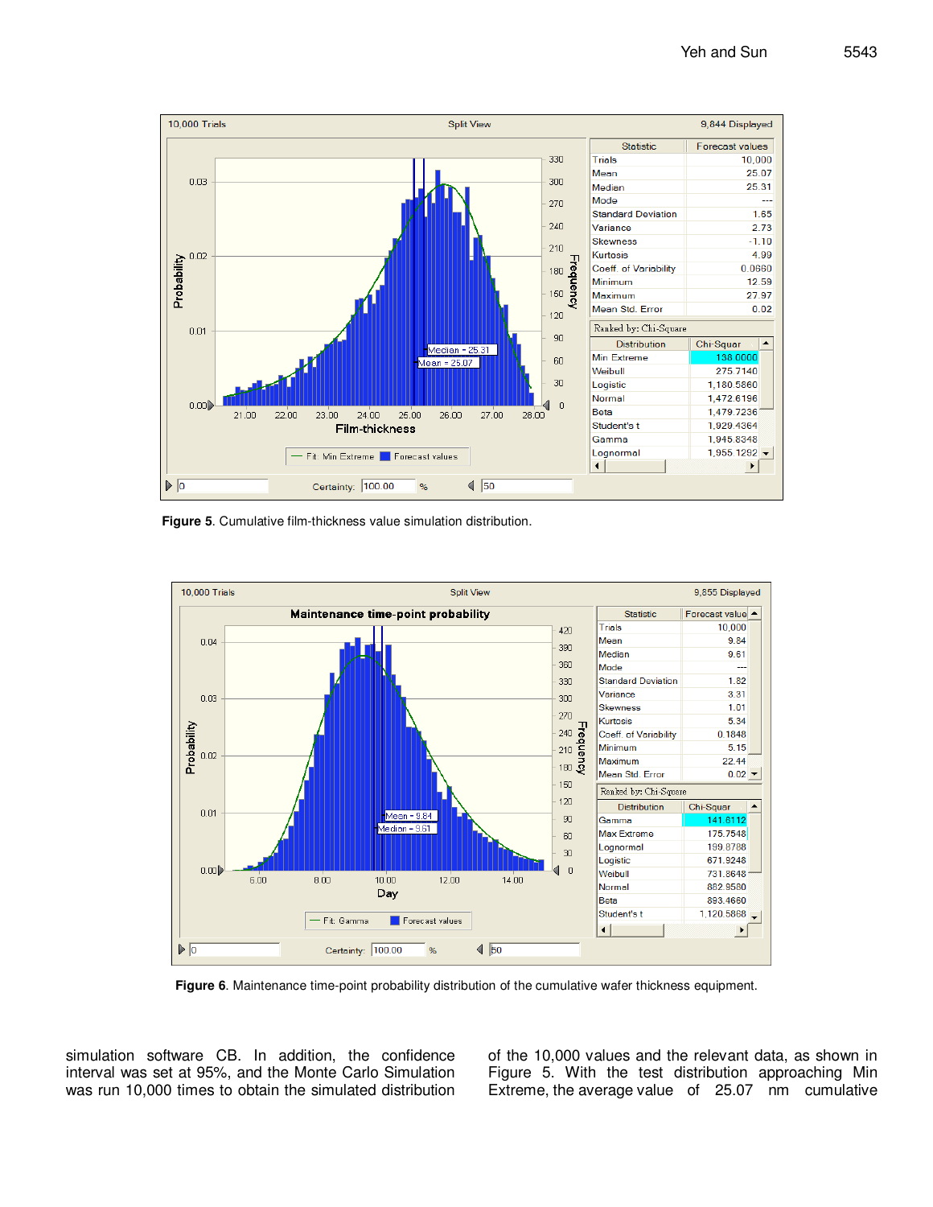Figure 5. Cumulative film-thickness value simulation distribution.

Figure 6. Maintenance time-point probability distribution of the cumulative wafer thickness equipment.

simulation software CB. In addition, the confidence interval was set at 95%, and the Monte Carlo Simulation was run 10,000 times to obtain the simulated distribution of the 10,000 values and the relevant data, as shown in Figure 5. With the test distribution approaching Min Extreme, the average value of 25.07 nm cumulative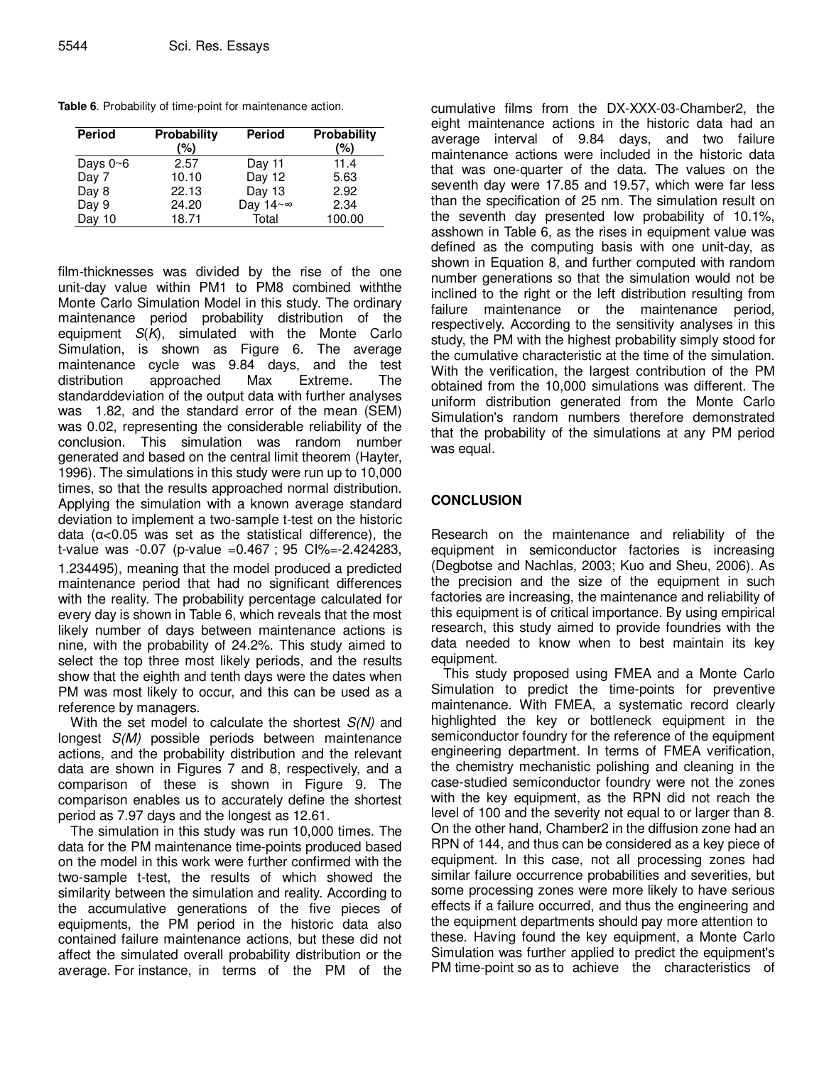**Table 6**. Probability of time-point for maintenance action.

| Period | Probability (%) | Period | Probability (%) |
|---|---|---|---|
| Days 0~6 | 2.57 | Day 11 | 11.4 |
| Day 7 | 10.10 | Day 12 | 5.63 |
| Day 8 | 22.13 | Day 13 | 2.92 |
| Day 9 | 24.20 | Day 14~∞ | 2.34 |
| Day 10 | 18.71 | Total | 100.00 |

film-thicknesses was divided by the rise of the one unit-day value within PM1 to PM8 combined withthe Monte Carlo Simulation Model in this study. The ordinary maintenance period probability distribution of the equipment *S*(*K*), simulated with the Monte Carlo Simulation, is shown as Figure 6. The average maintenance cycle was 9.84 days, and the test distribution approached Max Extreme. The standarddeviation of the output data with further analyses was 1.82, and the standard error of the mean (SEM) was 0.02, representing the considerable reliability of the conclusion. This simulation was random number generated and based on the central limit theorem (Hayter, 1996). The simulations in this study were run up to 10,000 times, so that the results approached normal distribution. Applying the simulation with a known average standard deviation to implement a two-sample t-test on the historic data ($\alpha$<0.05 was set as the statistical difference), the t-value was -0.07 (p-value =0.467 ; 95 CI%=-2.424283, 1.234495), meaning that the model produced a predicted maintenance period that had no significant differences with the reality. The probability percentage calculated for every day is shown in Table 6, which reveals that the most likely number of days between maintenance actions is nine, with the probability of 24.2%. This study aimed to select the top three most likely periods, and the results show that the eighth and tenth days were the dates when PM was most likely to occur, and this can be used as a reference by managers.

With the set model to calculate the shortest *S(N)* and longest *S(M)* possible periods between maintenance actions, and the probability distribution and the relevant data are shown in Figures 7 and 8, respectively, and a comparison of these is shown in Figure 9. The comparison enables us to accurately define the shortest period as 7.97 days and the longest as 12.61.

The simulation in this study was run 10,000 times. The data for the PM maintenance time-points produced based on the model in this work were further confirmed with the two-sample t-test, the results of which showed the similarity between the simulation and reality. According to the accumulative generations of the five pieces of equipments, the PM period in the historic data also contained failure maintenance actions, but these did not affect the simulated overall probability distribution or the average. For instance, in terms of the PM of the cumulative films from the DX-XXX-03-Chamber2, the eight maintenance actions in the historic data had an average interval of 9.84 days, and two failure maintenance actions were included in the historic data that was one-quarter of the data. The values on the seventh day were 17.85 and 19.57, which were far less than the specification of 25 nm. The simulation result on the seventh day presented low probability of 10.1%, asshown in Table 6, as the rises in equipment value was defined as the computing basis with one unit-day, as shown in Equation 8, and further computed with random number generations so that the simulation would not be inclined to the right or the left distribution resulting from failure maintenance or the maintenance period, respectively. According to the sensitivity analyses in this study, the PM with the highest probability simply stood for the cumulative characteristic at the time of the simulation. With the verification, the largest contribution of the PM obtained from the 10,000 simulations was different. The uniform distribution generated from the Monte Carlo Simulation's random numbers therefore demonstrated that the probability of the simulations at any PM period was equal.

## CONCLUSION

Research on the maintenance and reliability of the equipment in semiconductor factories is increasing (Degbotse and Nachlas, 2003; Kuo and Sheu, 2006). As the precision and the size of the equipment in such factories are increasing, the maintenance and reliability of this equipment is of critical importance. By using empirical research, this study aimed to provide foundries with the data needed to know when to best maintain its key equipment.

This study proposed using FMEA and a Monte Carlo Simulation to predict the time-points for preventive maintenance. With FMEA, a systematic record clearly highlighted the key or bottleneck equipment in the semiconductor foundry for the reference of the equipment engineering department. In terms of FMEA verification, the chemistry mechanistic polishing and cleaning in the case-studied semiconductor foundry were not the zones with the key equipment, as the RPN did not reach the level of 100 and the severity not equal to or larger than 8. On the other hand, Chamber2 in the diffusion zone had an RPN of 144, and thus can be considered as a key piece of equipment. In this case, not all processing zones had similar failure occurrence probabilities and severities, but some processing zones were more likely to have serious effects if a failure occurred, and thus the engineering and the equipment departments should pay more attention to these. Having found the key equipment, a Monte Carlo Simulation was further applied to predict the equipment's PM time-point so as to achieve the characteristics of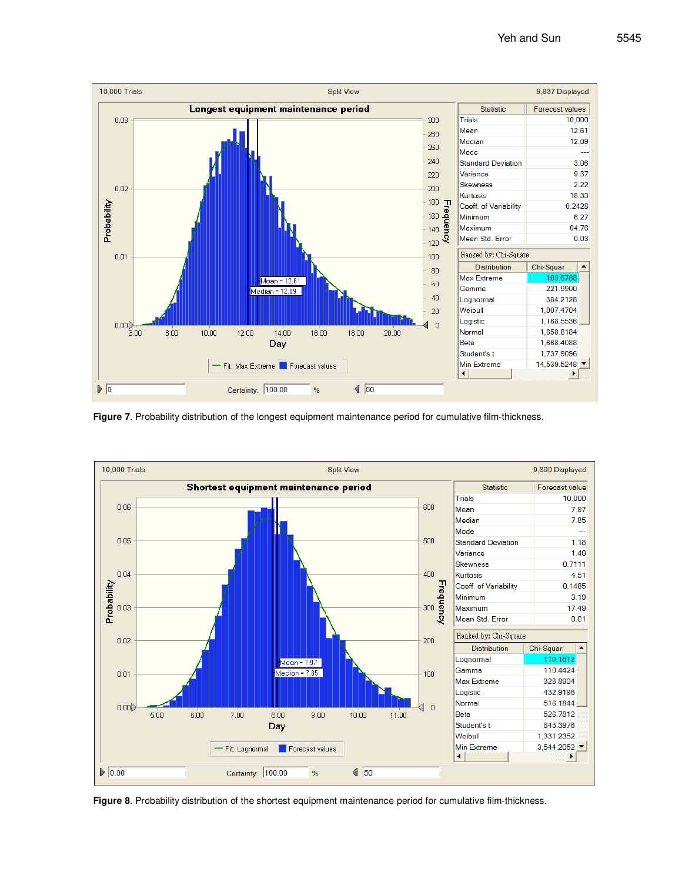**Figure 7**. Probability distribution of the longest equipment maintenance period for cumulative film-thickness.

**Figure 8**. Probability distribution of the shortest equipment maintenance period for cumulative film-thickness.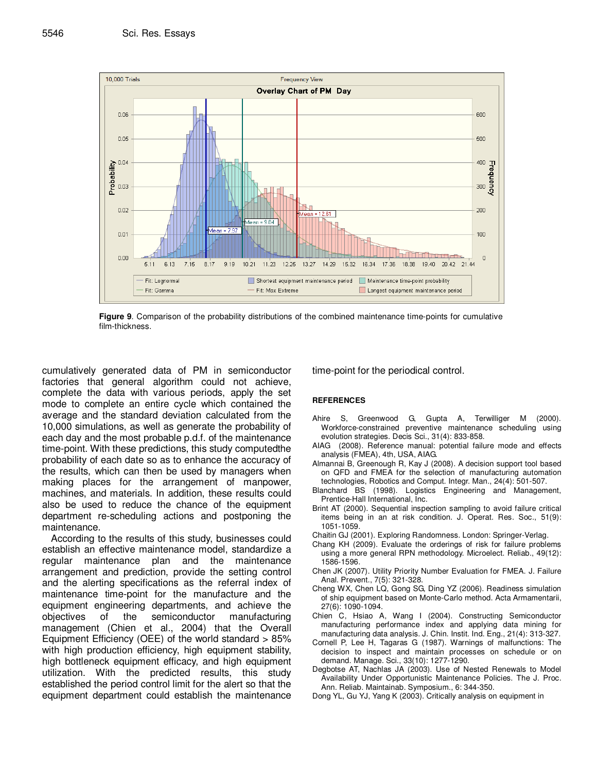**Figure 9**. Comparison of the probability distributions of the combined maintenance time-points for cumulative film-thickness.

cumulatively generated data of PM in semiconductor factories that general algorithm could not achieve, complete the data with various periods, apply the set mode to complete an entire cycle which contained the average and the standard deviation calculated from the 10,000 simulations, as well as generate the probability of each day and the most probable p.d.f. of the maintenance time-point. With these predictions, this study computedthe probability of each date so as to enhance the accuracy of the results, which can then be used by managers when making places for the arrangement of manpower, machines, and materials. In addition, these results could also be used to reduce the chance of the equipment department re-scheduling actions and postponing the maintenance.

According to the results of this study, businesses could establish an effective maintenance model, standardize a regular maintenance plan and the maintenance arrangement and prediction, provide the setting control and the alerting specifications as the referral index of maintenance time-point for the manufacture and the equipment engineering departments, and achieve the objectives of the semiconductor manufacturing management (Chien et al., 2004) that the Overall Equipment Efficiency (OEE) of the world standard > 85% with high production efficiency, high equipment stability, high bottleneck equipment efficacy, and high equipment utilization. With the predicted results, this study established the period control limit for the alert so that the equipment department could establish the maintenance time-point for the periodical control.

## REFERENCES

Ahire S, Greenwood G, Gupta A, Terwilliger M (2000). Workforce-constrained preventive maintenance scheduling using evolution strategies. Decis Sci., 31(4): 833-858.

AIAG (2008). Reference manual: potential failure mode and effects analysis (FMEA), 4th, USA, AIAG.

Almannai B, Greenough R, Kay J (2008). A decision support tool based on QFD and FMEA for the selection of manufacturing automation technologies, Robotics and Comput. Integr. Man., 24(4): 501-507.

Blanchard BS (1998). Logistics Engineering and Management, Prentice-Hall International, Inc.

Brint AT (2000). Sequential inspection sampling to avoid failure critical items being in an at risk condition. J. Operat. Res. Soc., 51(9): 1051-1059.

Chaitin GJ (2001). Exploring Randomness. London: Springer-Verlag.

Chang KH (2009). Evaluate the orderings of risk for failure problems using a more general RPN methodology. Microelect. Reliab., 49(12): 1586-1596.

Chen JK (2007). Utility Priority Number Evaluation for FMEA. J. Failure Anal. Prevent., 7(5): 321-328.

Cheng WX, Chen LQ, Gong SG, Ding YZ (2006). Readiness simulation of ship equipment based on Monte-Carlo method. Acta Armamentarii, 27(6): 1090-1094.

Chien C, Hsiao A, Wang I (2004). Constructing Semiconductor manufacturing performance index and applying data mining for manufacturing data analysis. J. Chin. Instit. Ind. Eng., 21(4): 313-327.

Cornell P, Lee H, Tagaras G (1987). Warnings of malfunctions: The decision to inspect and maintain processes on schedule or on demand. Manage. Sci., 33(10): 1277-1290.

Degbotse AT, Nachlas JA (2003). Use of Nested Renewals to Model Availability Under Opportunistic Maintenance Policies. The J. Proc. Ann. Reliab. Maintainab. Symposium., 6: 344-350.

Dong YL, Gu YJ, Yang K (2003). Critically analysis on equipment in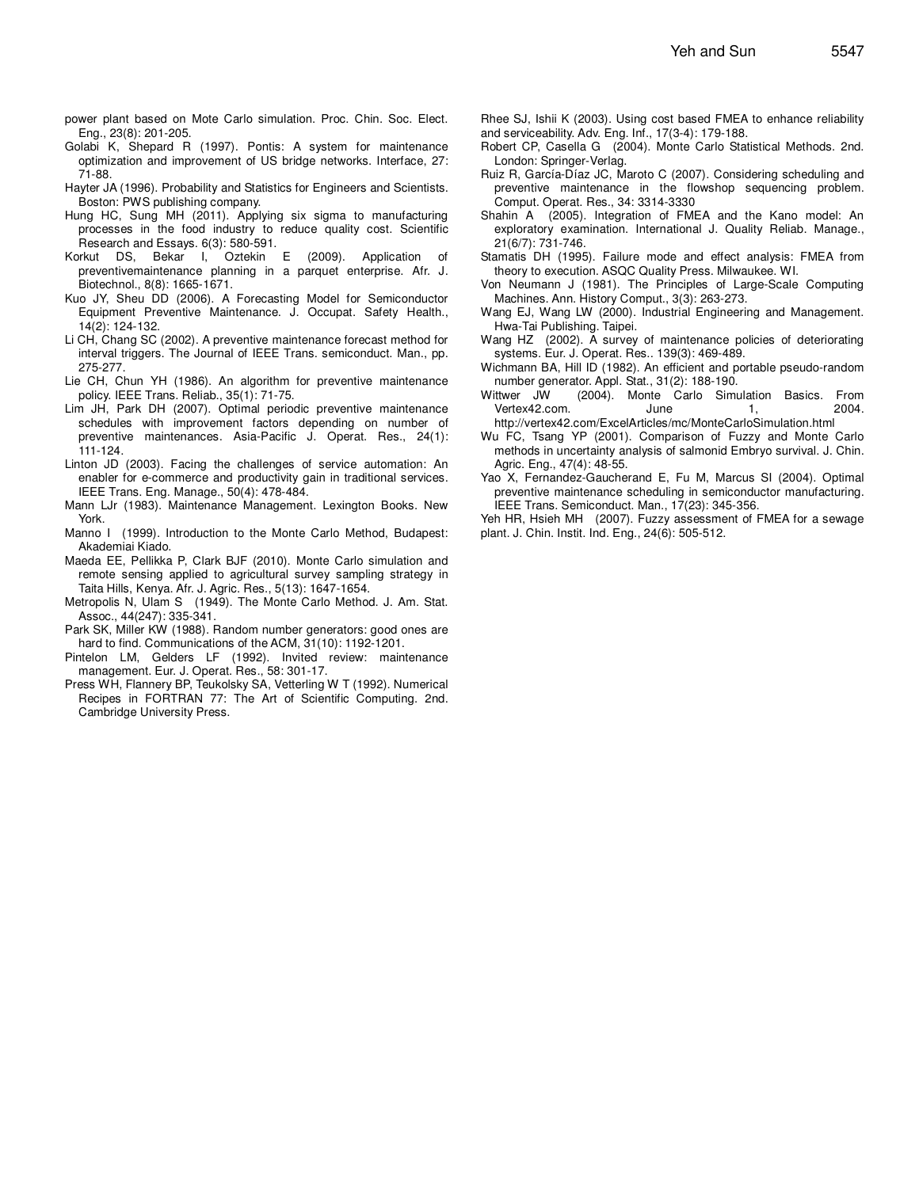power plant based on Mote Carlo simulation. Proc. Chin. Soc. Elect. Eng., 23(8): 201-205.

Golabi K, Shepard R (1997). Pontis: A system for maintenance optimization and improvement of US bridge networks. Interface, 27: 71-88.

Hayter JA (1996). Probability and Statistics for Engineers and Scientists. Boston: PWS publishing company.

Hung HC, Sung MH (2011). Applying six sigma to manufacturing processes in the food industry to reduce quality cost. Scientific Research and Essays. 6(3): 580-591.

Korkut DS, Bekar I, Oztekin E (2009). Application of preventivemaintenance planning in a parquet enterprise. Afr. J. Biotechnol., 8(8): 1665-1671.

Kuo JY, Sheu DD (2006). A Forecasting Model for Semiconductor Equipment Preventive Maintenance. J. Occupat. Safety Health., 14(2): 124-132.

Li CH, Chang SC (2002). A preventive maintenance forecast method for interval triggers. The Journal of IEEE Trans. semiconduct. Man., pp. 275-277.

Lie CH, Chun YH (1986). An algorithm for preventive maintenance policy. IEEE Trans. Reliab., 35(1): 71-75.

Lim JH, Park DH (2007). Optimal periodic preventive maintenance schedules with improvement factors depending on number of preventive maintenances. Asia-Pacific J. Operat. Res., 24(1): 111-124.

Linton JD (2003). Facing the challenges of service automation: An enabler for e-commerce and productivity gain in traditional services. IEEE Trans. Eng. Manage., 50(4): 478-484.

Mann LJr (1983). Maintenance Management. Lexington Books. New York.

Manno I (1999). Introduction to the Monte Carlo Method, Budapest: Akademiai Kiado.

Maeda EE, Pellikka P, Clark BJF (2010). Monte Carlo simulation and remote sensing applied to agricultural survey sampling strategy in Taita Hills, Kenya. Afr. J. Agric. Res., 5(13): 1647-1654.

Metropolis N, Ulam S (1949). The Monte Carlo Method. J. Am. Stat. Assoc., 44(247): 335-341.

Park SK, Miller KW (1988). Random number generators: good ones are hard to find. Communications of the ACM, 31(10): 1192-1201.

Pintelon LM, Gelders LF (1992). Invited review: maintenance management. Eur. J. Operat. Res., 58: 301-17.

Press WH, Flannery BP, Teukolsky SA, Vetterling W T (1992). Numerical Recipes in FORTRAN 77: The Art of Scientific Computing. 2nd. Cambridge University Press.

Rhee SJ, Ishii K (2003). Using cost based FMEA to enhance reliability and serviceability. Adv. Eng. Inf., 17(3-4): 179-188.

Robert CP, Casella G (2004). Monte Carlo Statistical Methods. 2nd. London: Springer-Verlag.

Ruiz R, García-Díaz JC, Maroto C (2007). Considering scheduling and preventive maintenance in the flowshop sequencing problem. Comput. Operat. Res., 34: 3314-3330

Shahin A (2005). Integration of FMEA and the Kano model: An exploratory examination. International J. Quality Reliab. Manage., 21(6/7): 731-746.

Stamatis DH (1995). Failure mode and effect analysis: FMEA from theory to execution. ASQC Quality Press. Milwaukee. WI.

Von Neumann J (1981). The Principles of Large-Scale Computing Machines. Ann. History Comput., 3(3): 263-273.

Wang EJ, Wang LW (2000). Industrial Engineering and Management. Hwa-Tai Publishing. Taipei.

Wang HZ (2002). A survey of maintenance policies of deteriorating systems. Eur. J. Operat. Res.. 139(3): 469-489.

Wichmann BA, Hill ID (1982). An efficient and portable pseudo-random number generator. Appl. Stat., 31(2): 188-190.

Wittwer JW (2004). Monte Carlo Simulation Basics. From Vertex42.com. June 1, 2004. http://vertex42.com/ExcelArticles/mc/MonteCarloSimulation.html

Wu FC, Tsang YP (2001). Comparison of Fuzzy and Monte Carlo methods in uncertainty analysis of salmonid Embryo survival. J. Chin. Agric. Eng., 47(4): 48-55.

Yao X, Fernandez-Gaucherand E, Fu M, Marcus SI (2004). Optimal preventive maintenance scheduling in semiconductor manufacturing. IEEE Trans. Semiconduct. Man., 17(23): 345-356.

Yeh HR, Hsieh MH (2007). Fuzzy assessment of FMEA for a sewage plant. J. Chin. Instit. Ind. Eng., 24(6): 505-512.